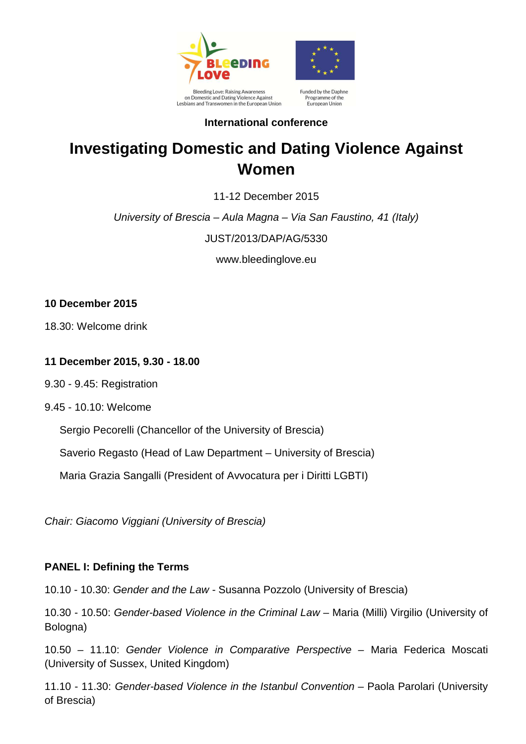Bleeding Love: Raising Awareness on Domestic and Dating Violence Against Lesbians and Transwomen in the European Union

Funded by the Daphne Programme of the European Union

**International conference**

# Investigating Domestic and Dating Violence Against Women

11-12 December 2015

*University of Brescia – Aula Magna – Via San Faustino, 41 (Italy)*

JUST/2013/DAP/AG/5330

www.bleedinglove.eu

**10 December 2015**

18.30: Welcome drink

**11 December 2015, 9.30 - 18.00**

9.30 - 9.45: Registration

9.45 - 10.10: Welcome

Sergio Pecorelli (Chancellor of the University of Brescia)

Saverio Regasto (Head of Law Department – University of Brescia)

Maria Grazia Sangalli (President of Avvocatura per i Diritti LGBTI)

*Chair: Giacomo Viggiani (University of Brescia)*

**PANEL I: Defining the Terms**

10.10 - 10.30: *Gender and the Law* - Susanna Pozzolo (University of Brescia)

10.30 - 10.50: *Gender-based Violence in the Criminal Law* – Maria (Milli) Virgilio (University of Bologna)

10.50 – 11.10: *Gender Violence in Comparative Perspective* – Maria Federica Moscati (University of Sussex, United Kingdom)

11.10 - 11.30: *Gender-based Violence in the Istanbul Convention* – Paola Parolari (University of Brescia)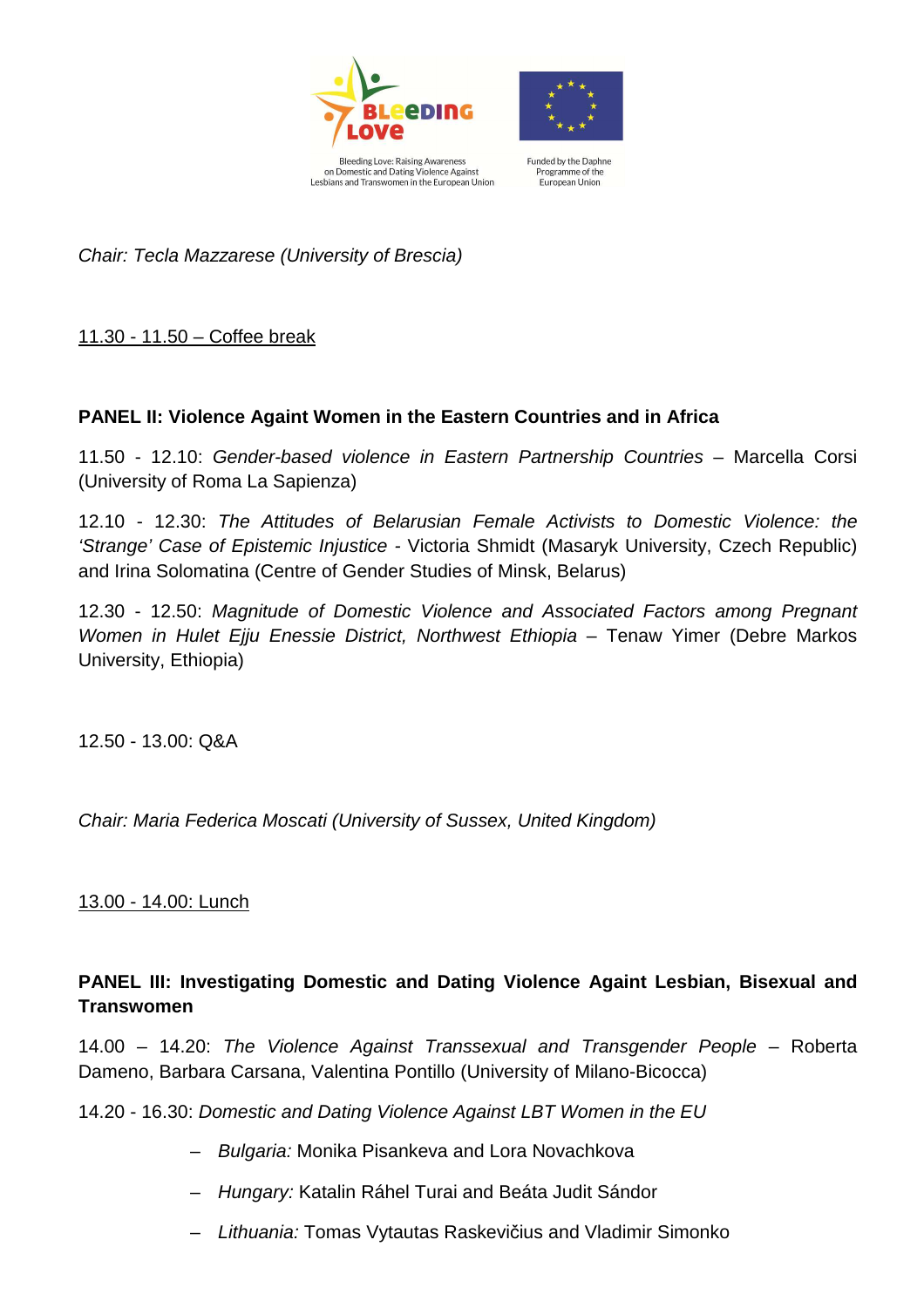Bleeding Love: Raising Awareness on Domestic and Dating Violence Against Lesbians and Transwomen in the European Union

Funded by the Daphne Programme of the European Union

*Chair: Tecla Mazzarese (University of Brescia)*

11.30 - 11.50 – Coffee break

**PANEL II: Violence Againt Women in the Eastern Countries and in Africa**

11.50 - 12.10: *Gender-based violence in Eastern Partnership Countries* – Marcella Corsi (University of Roma La Sapienza)

12.10 - 12.30: *The Attitudes of Belarusian Female Activists to Domestic Violence: the 'Strange' Case of Epistemic Injustice* - Victoria Shmidt (Masaryk University, Czech Republic) and Irina Solomatina (Centre of Gender Studies of Minsk, Belarus)

12.30 - 12.50: *Magnitude of Domestic Violence and Associated Factors among Pregnant Women in Hulet Ejju Enessie District, Northwest Ethiopia* – Tenaw Yimer (Debre Markos University, Ethiopia)

12.50 - 13.00: Q&A

*Chair: Maria Federica Moscati (University of Sussex, United Kingdom)*

13.00 - 14.00: Lunch

**PANEL III: Investigating Domestic and Dating Violence Againt Lesbian, Bisexual and Transwomen**

14.00 – 14.20: *The Violence Against Transsexual and Transgender People* – Roberta Dameno, Barbara Carsana, Valentina Pontillo (University of Milano-Bicocca)

14.20 - 16.30: *Domestic and Dating Violence Against LBT Women in the EU*

- *Bulgaria:* Monika Pisankeva and Lora Novachkova
- *Hungary:* Katalin Ráhel Turai and Beáta Judit Sándor
- *Lithuania:* Tomas Vytautas Raskevičius and Vladimir Simonko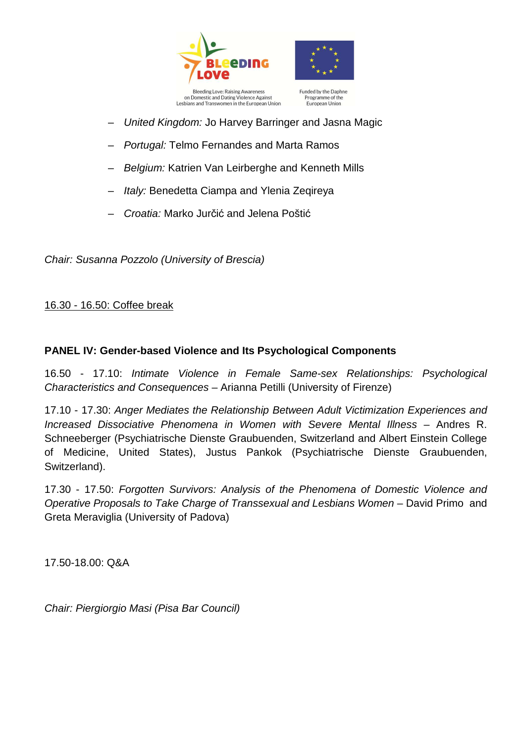- *United Kingdom:* Jo Harvey Barringer and Jasna Magic
- *Portugal:* Telmo Fernandes and Marta Ramos
- *Belgium:* Katrien Van Leirberghe and Kenneth Mills
- *Italy:* Benedetta Ciampa and Ylenia Zeqireya
- *Croatia:* Marko Jurčić and Jelena Poštić

*Chair: Susanna Pozzolo (University of Brescia)*

16.30 - 16.50: Coffee break

**PANEL IV: Gender-based Violence and Its Psychological Components**

16.50 - 17.10: *Intimate Violence in Female Same-sex Relationships: Psychological Characteristics and Consequences* – Arianna Petilli (University of Firenze)

17.10 - 17.30: *Anger Mediates the Relationship Between Adult Victimization Experiences and Increased Dissociative Phenomena in Women with Severe Mental Illness* – Andres R. Schneeberger (Psychiatrische Dienste Graubuenden, Switzerland and Albert Einstein College of Medicine, United States), Justus Pankok (Psychiatrische Dienste Graubuenden, Switzerland).

17.30 - 17.50: *Forgotten Survivors: Analysis of the Phenomena of Domestic Violence and Operative Proposals to Take Charge of Transsexual and Lesbians Women* – David Primo and Greta Meraviglia (University of Padova)

17.50-18.00: Q&A

*Chair: Piergiorgio Masi (Pisa Bar Council)*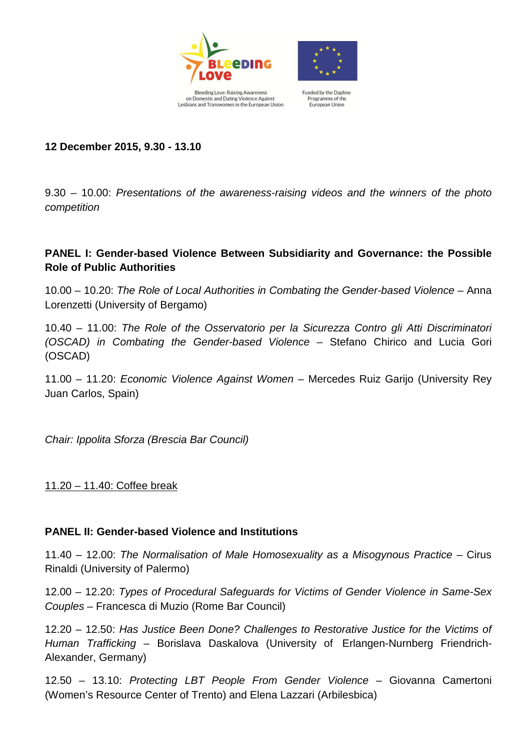Bleeding Love: Raising Awareness on Domestic and Dating Violence Against Lesbians and Transwomen in the European Union

Funded by the Daphne Programme of the European Union

**12 December 2015, 9.30 - 13.10**

9.30 – 10.00: *Presentations of the awareness-raising videos and the winners of the photo competition*

**PANEL I: Gender-based Violence Between Subsidiarity and Governance: the Possible Role of Public Authorities**

10.00 – 10.20: *The Role of Local Authorities in Combating the Gender-based Violence* – Anna Lorenzetti (University of Bergamo)

10.40 – 11.00: *The Role of the Osservatorio per la Sicurezza Contro gli Atti Discriminatori (OSCAD) in Combating the Gender-based Violence* – Stefano Chirico and Lucia Gori (OSCAD)

11.00 – 11.20: *Economic Violence Against Women* – Mercedes Ruiz Garijo (University Rey Juan Carlos, Spain)

*Chair: Ippolita Sforza (Brescia Bar Council)*

<u>11.20 – 11.40: Coffee break</u>

**PANEL II: Gender-based Violence and Institutions**

11.40 – 12.00: *The Normalisation of Male Homosexuality as a Misogynous Practice* – Cirus Rinaldi (University of Palermo)

12.00 – 12.20: *Types of Procedural Safeguards for Victims of Gender Violence in Same-Sex Couples* – Francesca di Muzio (Rome Bar Council)

12.20 – 12.50: *Has Justice Been Done? Challenges to Restorative Justice for the Victims of Human Trafficking* – Borislava Daskalova (University of Erlangen-Nurnberg Friendrich-Alexander, Germany)

12.50 – 13.10: *Protecting LBT People From Gender Violence* – Giovanna Camertoni (Women's Resource Center of Trento) and Elena Lazzari (Arbilesbica)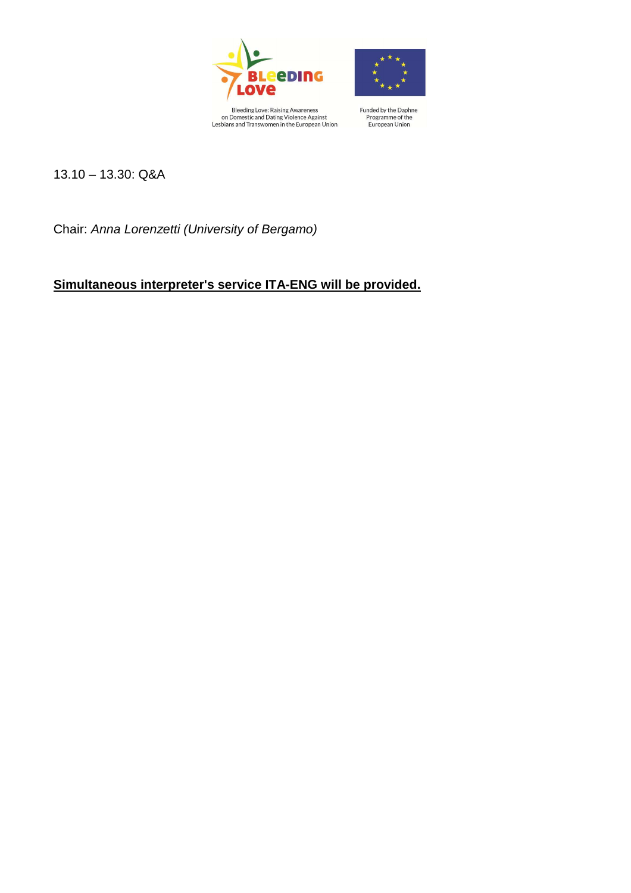13.10 – 13.30: Q&A

Chair: *Anna Lorenzetti (University of Bergamo)*

**Simultaneous interpreter's service ITA-ENG will be provided.**